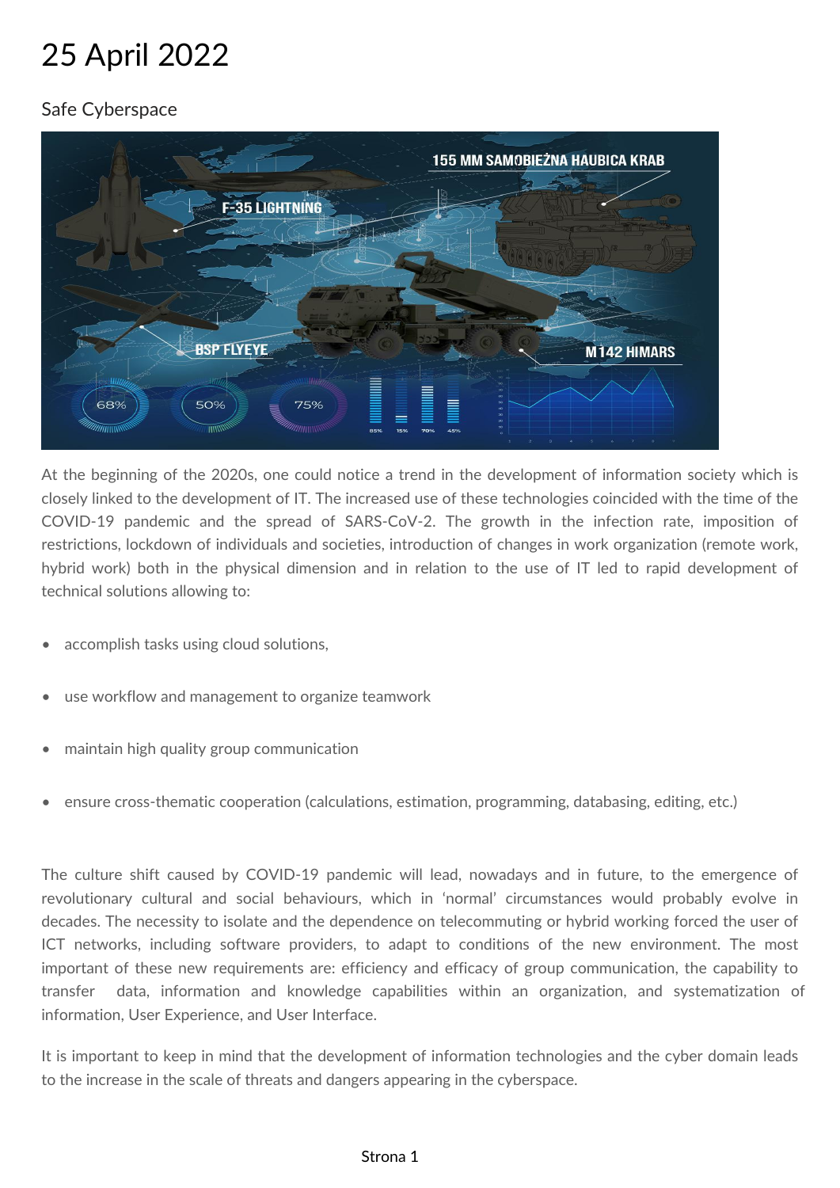# 25 April 2022

## Safe Cyberspace

At the beginning of the 2020s, one could notice a trend in the development of information society which is closely linked to the development of IT. The increased use of these technologies coincided with the time of the COVID-19 pandemic and the spread of SARS-CoV-2. The growth in the infection rate, imposition of restrictions, lockdown of individuals and societies, introduction of changes in work organization (remote work, hybrid work) both in the physical dimension and in relation to the use of IT led to rapid development of technical solutions allowing to:

- accomplish tasks using cloud solutions,
- use workflow and management to organize teamwork
- maintain high quality group communication
- ensure cross-thematic cooperation (calculations, estimation, programming, databasing, editing, etc.)

The culture shift caused by COVID-19 pandemic will lead, nowadays and in future, to the emergence of revolutionary cultural and social behaviours, which in 'normal' circumstances would probably evolve in decades. The necessity to isolate and the dependence on telecommuting or hybrid working forced the user of ICT networks, including software providers, to adapt to conditions of the new environment. The most important of these new requirements are: efficiency and efficacy of group communication, the capability to transfer data, information and knowledge capabilities within an organization, and systematization of information, User Experience, and User Interface.

It is important to keep in mind that the development of information technologies and the cyber domain leads to the increase in the scale of threats and dangers appearing in the cyberspace.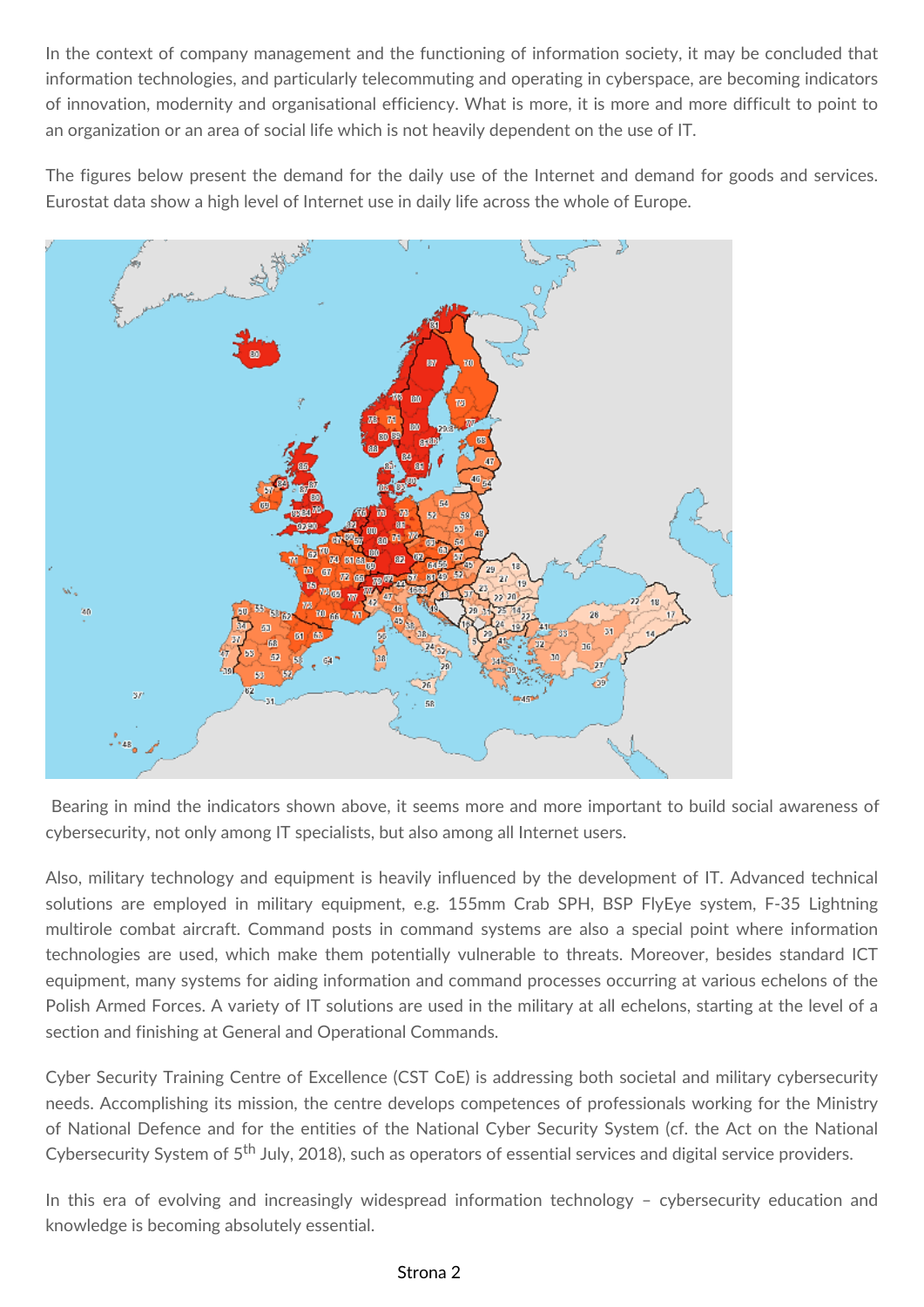In the context of company management and the functioning of information society, it may be concluded that information technologies, and particularly telecommuting and operating in cyberspace, are becoming indicators of innovation, modernity and organisational efficiency. What is more, it is more and more difficult to point to an organization or an area of social life which is not heavily dependent on the use of IT.

The figures below present the demand for the daily use of the Internet and demand for goods and services. Eurostat data show a high level of Internet use in daily life across the whole of Europe.

Bearing in mind the indicators shown above, it seems more and more important to build social awareness of cybersecurity, not only among IT specialists, but also among all Internet users.

Also, military technology and equipment is heavily influenced by the development of IT. Advanced technical solutions are employed in military equipment, e.g. 155mm Crab SPH, BSP FlyEye system, F-35 Lightning multirole combat aircraft. Command posts in command systems are also a special point where information technologies are used, which make them potentially vulnerable to threats. Moreover, besides standard ICT equipment, many systems for aiding information and command processes occurring at various echelons of the Polish Armed Forces. A variety of IT solutions are used in the military at all echelons, starting at the level of a section and finishing at General and Operational Commands.

Cyber Security Training Centre of Excellence (CST CoE) is addressing both societal and military cybersecurity needs. Accomplishing its mission, the centre develops competences of professionals working for the Ministry of National Defence and for the entities of the National Cyber Security System (cf. the Act on the National Cybersecurity System of 5th July, 2018), such as operators of essential services and digital service providers.

In this era of evolving and increasingly widespread information technology – cybersecurity education and knowledge is becoming absolutely essential.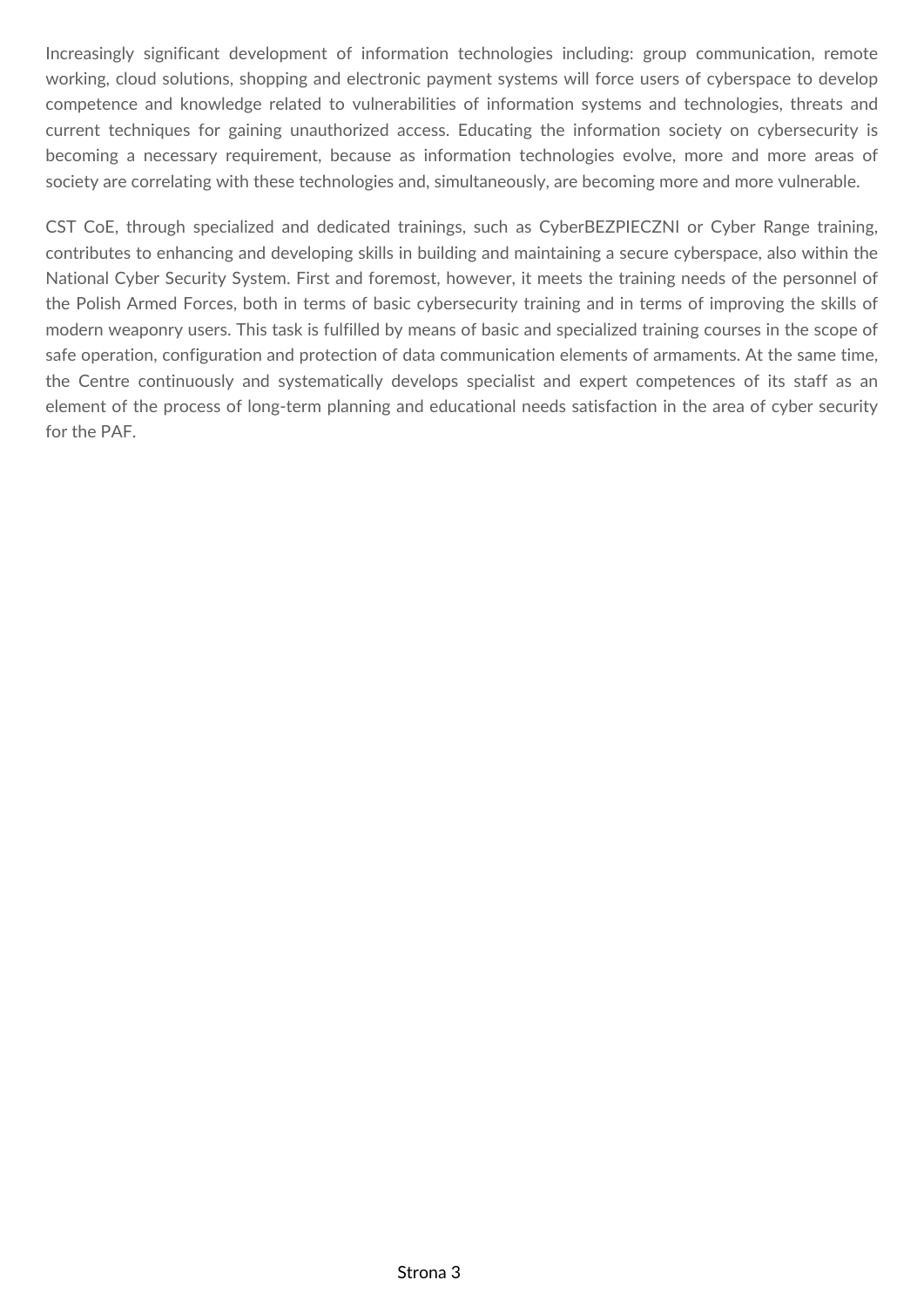Increasingly significant development of information technologies including: group communication, remote working, cloud solutions, shopping and electronic payment systems will force users of cyberspace to develop competence and knowledge related to vulnerabilities of information systems and technologies, threats and current techniques for gaining unauthorized access. Educating the information society on cybersecurity is becoming a necessary requirement, because as information technologies evolve, more and more areas of society are correlating with these technologies and, simultaneously, are becoming more and more vulnerable.

CST CoE, through specialized and dedicated trainings, such as CyberBEZPIECZNI or Cyber Range training, contributes to enhancing and developing skills in building and maintaining a secure cyberspace, also within the National Cyber Security System. First and foremost, however, it meets the training needs of the personnel of the Polish Armed Forces, both in terms of basic cybersecurity training and in terms of improving the skills of modern weaponry users. This task is fulfilled by means of basic and specialized training courses in the scope of safe operation, configuration and protection of data communication elements of armaments. At the same time, the Centre continuously and systematically develops specialist and expert competences of its staff as an element of the process of long-term planning and educational needs satisfaction in the area of cyber security for the PAF.